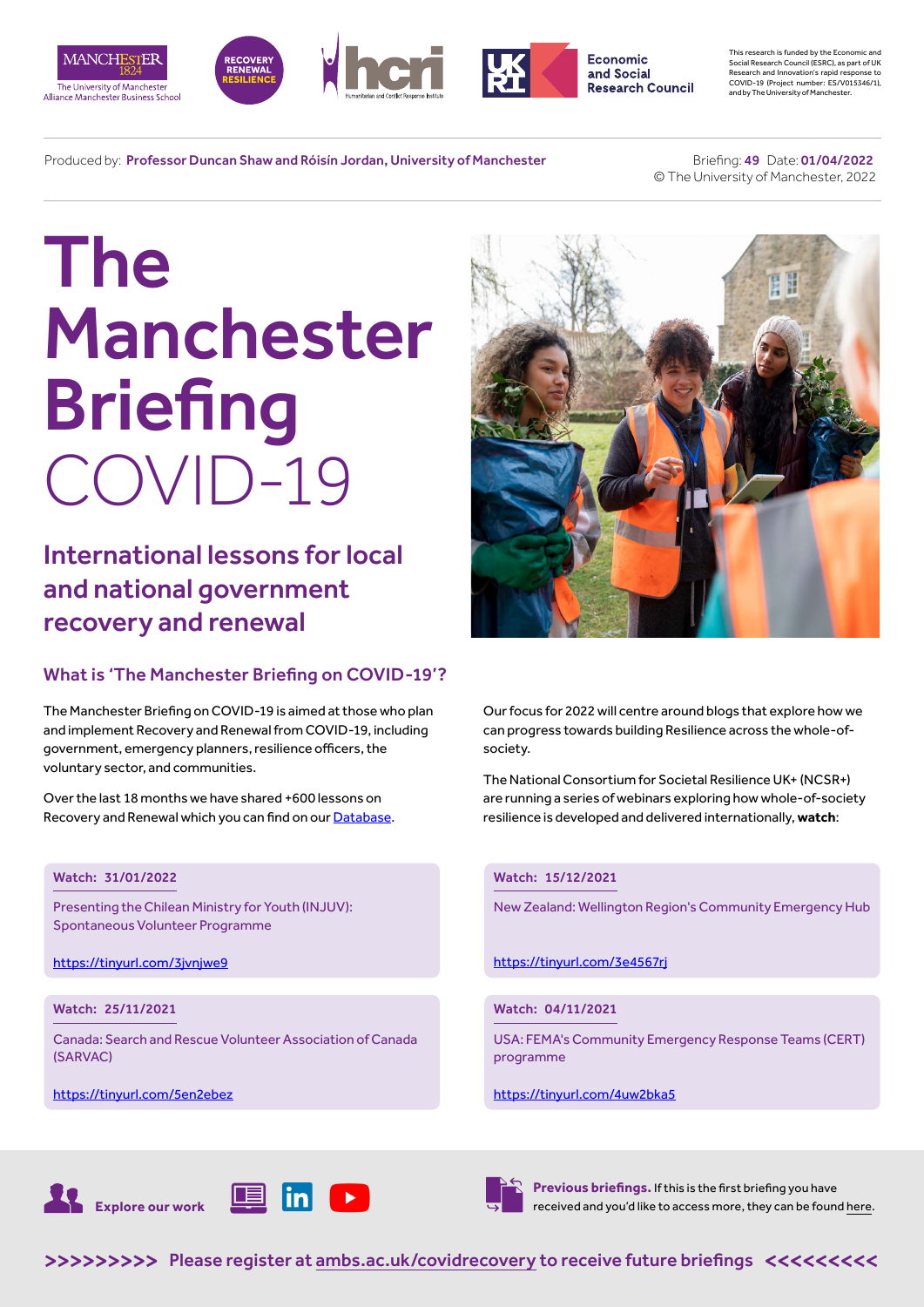This research is funded by the Economic and Social Research Council (ESRC), as part of UK Research and Innovation's rapid response to COVID-19 (Project number: ES/V015346/1), and by The University of Manchester.

Produced by: **Professor Duncan Shaw and Róisín Jordan, University of Manchester**

Briefing: **49** Date: **01/04/2022**
© The University of Manchester, 2022

# The Manchester Briefing COVID-19

## International lessons for local and national government recovery and renewal

### What is 'The Manchester Briefing on COVID-19'?

The Manchester Briefing on COVID-19 is aimed at those who plan and implement Recovery and Renewal from COVID-19, including government, emergency planners, resilience officers, the voluntary sector, and communities.

Over the last 18 months we have shared +600 lessons on Recovery and Renewal which you can find on our Database.

Our focus for 2022 will centre around blogs that explore how we can progress towards building Resilience across the whole-of-society.

The National Consortium for Societal Resilience UK+ (NCSR+) are running a series of webinars exploring how whole-of-society resilience is developed and delivered internationally, **watch**:

**Watch: 31/01/2022**
Presenting the Chilean Ministry for Youth (INJUV): Spontaneous Volunteer Programme
https://tinyurl.com/3jvnjwe9

**Watch: 15/12/2021**
New Zealand: Wellington Region's Community Emergency Hub
https://tinyurl.com/3e4567rj

**Watch: 25/11/2021**
Canada: Search and Rescue Volunteer Association of Canada (SARVAC)
https://tinyurl.com/5en2ebez

**Watch: 04/11/2021**
USA: FEMA's Community Emergency Response Teams (CERT) programme
https://tinyurl.com/4uw2bka5

**Explore our work**

**Previous briefings.** If this is the first briefing you have received and you'd like to access more, they can be found here.

**>>>>>>>>> Please register at ambs.ac.uk/covidrecovery to receive future briefings <<<<<<<<<**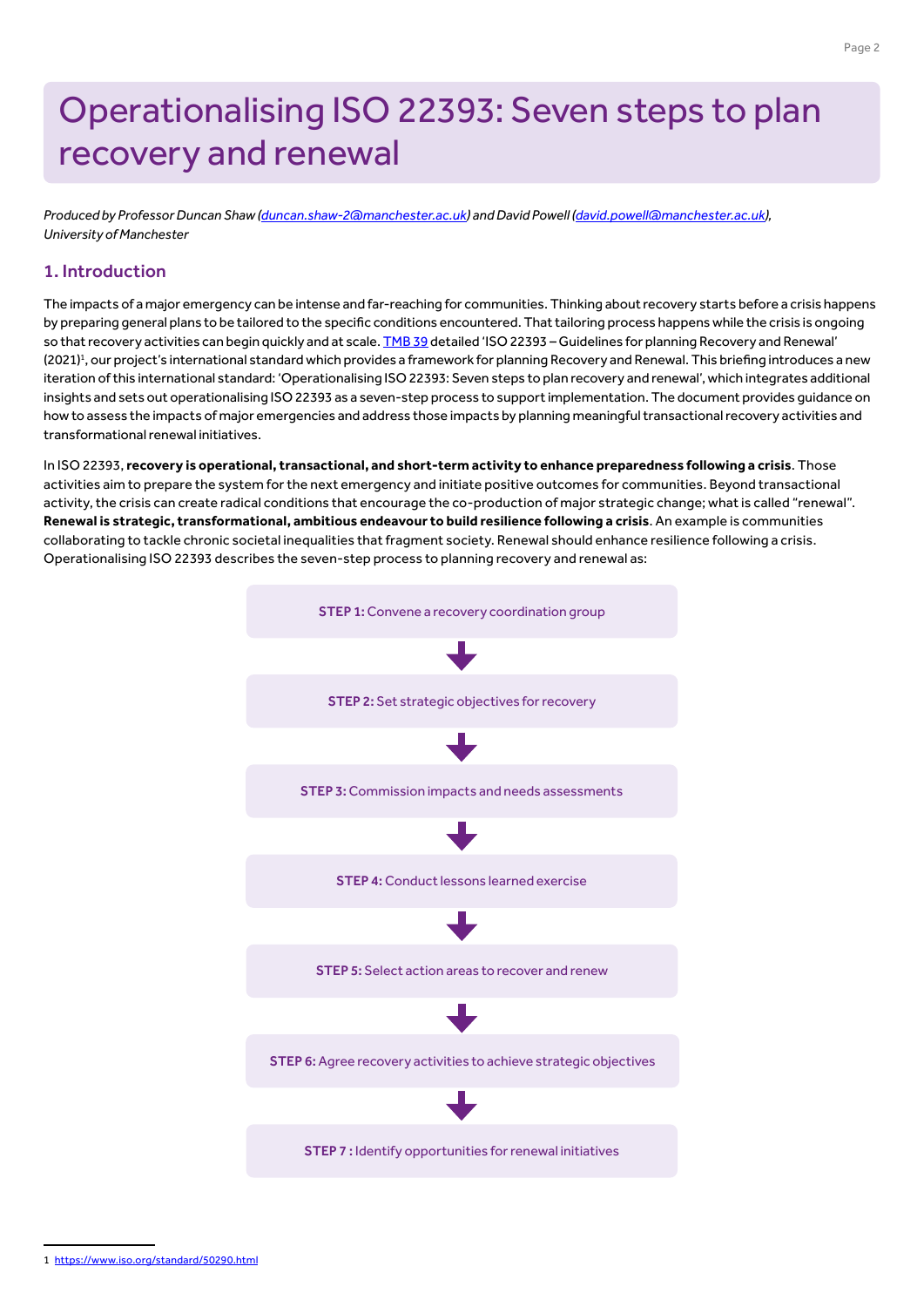# Operationalising ISO 22393: Seven steps to plan recovery and renewal

*Produced by Professor Duncan Shaw (duncan.shaw-2@manchester.ac.uk) and David Powell (david.powell@manchester.ac.uk), University of Manchester*

## 1. Introduction

The impacts of a major emergency can be intense and far-reaching for communities. Thinking about recovery starts before a crisis happens by preparing general plans to be tailored to the specific conditions encountered. That tailoring process happens while the crisis is ongoing so that recovery activities can begin quickly and at scale. TMB 39 detailed 'ISO 22393 – Guidelines for planning Recovery and Renewal' (2021)[1], our project's international standard which provides a framework for planning Recovery and Renewal. This briefing introduces a new iteration of this international standard: 'Operationalising ISO 22393: Seven steps to plan recovery and renewal', which integrates additional insights and sets out operationalising ISO 22393 as a seven-step process to support implementation. The document provides guidance on how to assess the impacts of major emergencies and address those impacts by planning meaningful transactional recovery activities and transformational renewal initiatives.

In ISO 22393, **recovery is operational, transactional, and short-term activity to enhance preparedness following a crisis**. Those activities aim to prepare the system for the next emergency and initiate positive outcomes for communities. Beyond transactional activity, the crisis can create radical conditions that encourage the co-production of major strategic change; what is called "renewal". **Renewal is strategic, transformational, ambitious endeavour to build resilience following a crisis**. An example is communities collaborating to tackle chronic societal inequalities that fragment society. Renewal should enhance resilience following a crisis. Operationalising ISO 22393 describes the seven-step process to planning recovery and renewal as:

**STEP 1:** Convene a recovery coordination group

↓

**STEP 2:** Set strategic objectives for recovery

↓

**STEP 3:** Commission impacts and needs assessments

↓

**STEP 4:** Conduct lessons learned exercise

↓

**STEP 5:** Select action areas to recover and renew

↓

**STEP 6:** Agree recovery activities to achieve strategic objectives

↓

**STEP 7 :** Identify opportunities for renewal initiatives

---

1 https://www.iso.org/standard/50290.html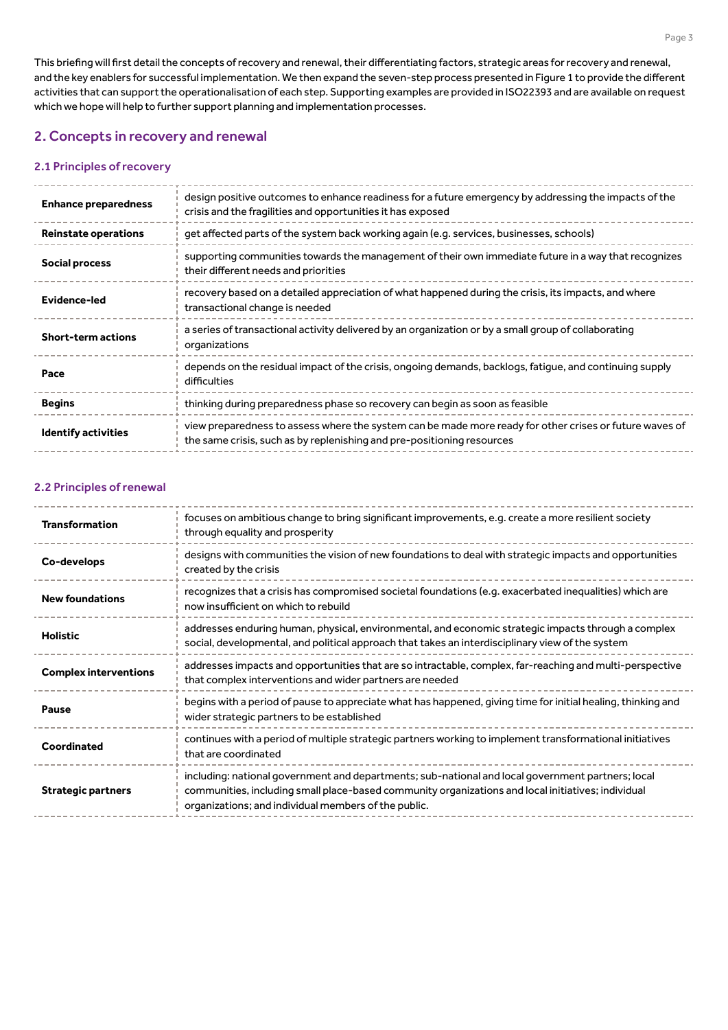This briefing will first detail the concepts of recovery and renewal, their differentiating factors, strategic areas for recovery and renewal, and the key enablers for successful implementation. We then expand the seven-step process presented in Figure 1 to provide the different activities that can support the operationalisation of each step. Supporting examples are provided in ISO22393 and are available on request which we hope will help to further support planning and implementation processes.

## 2. Concepts in recovery and renewal

### 2.1 Principles of recovery

| | |
|---|---|
| **Enhance preparedness** | design positive outcomes to enhance readiness for a future emergency by addressing the impacts of the crisis and the fragilities and opportunities it has exposed |
| **Reinstate operations** | get affected parts of the system back working again (e.g. services, businesses, schools) |
| **Social process** | supporting communities towards the management of their own immediate future in a way that recognizes their different needs and priorities |
| **Evidence-led** | recovery based on a detailed appreciation of what happened during the crisis, its impacts, and where transactional change is needed |
| **Short-term actions** | a series of transactional activity delivered by an organization or by a small group of collaborating organizations |
| **Pace** | depends on the residual impact of the crisis, ongoing demands, backlogs, fatigue, and continuing supply difficulties |
| **Begins** | thinking during preparedness phase so recovery can begin as soon as feasible |
| **Identify activities** | view preparedness to assess where the system can be made more ready for other crises or future waves of the same crisis, such as by replenishing and pre-positioning resources |

### 2.2 Principles of renewal

| | |
|---|---|
| **Transformation** | focuses on ambitious change to bring significant improvements, e.g. create a more resilient society through equality and prosperity |
| **Co-develops** | designs with communities the vision of new foundations to deal with strategic impacts and opportunities created by the crisis |
| **New foundations** | recognizes that a crisis has compromised societal foundations (e.g. exacerbated inequalities) which are now insufficient on which to rebuild |
| **Holistic** | addresses enduring human, physical, environmental, and economic strategic impacts through a complex social, developmental, and political approach that takes an interdisciplinary view of the system |
| **Complex interventions** | addresses impacts and opportunities that are so intractable, complex, far-reaching and multi-perspective that complex interventions and wider partners are needed |
| **Pause** | begins with a period of pause to appreciate what has happened, giving time for initial healing, thinking and wider strategic partners to be established |
| **Coordinated** | continues with a period of multiple strategic partners working to implement transformational initiatives that are coordinated |
| **Strategic partners** | including: national government and departments; sub-national and local government partners; local communities, including small place-based community organizations and local initiatives; individual organizations; and individual members of the public. |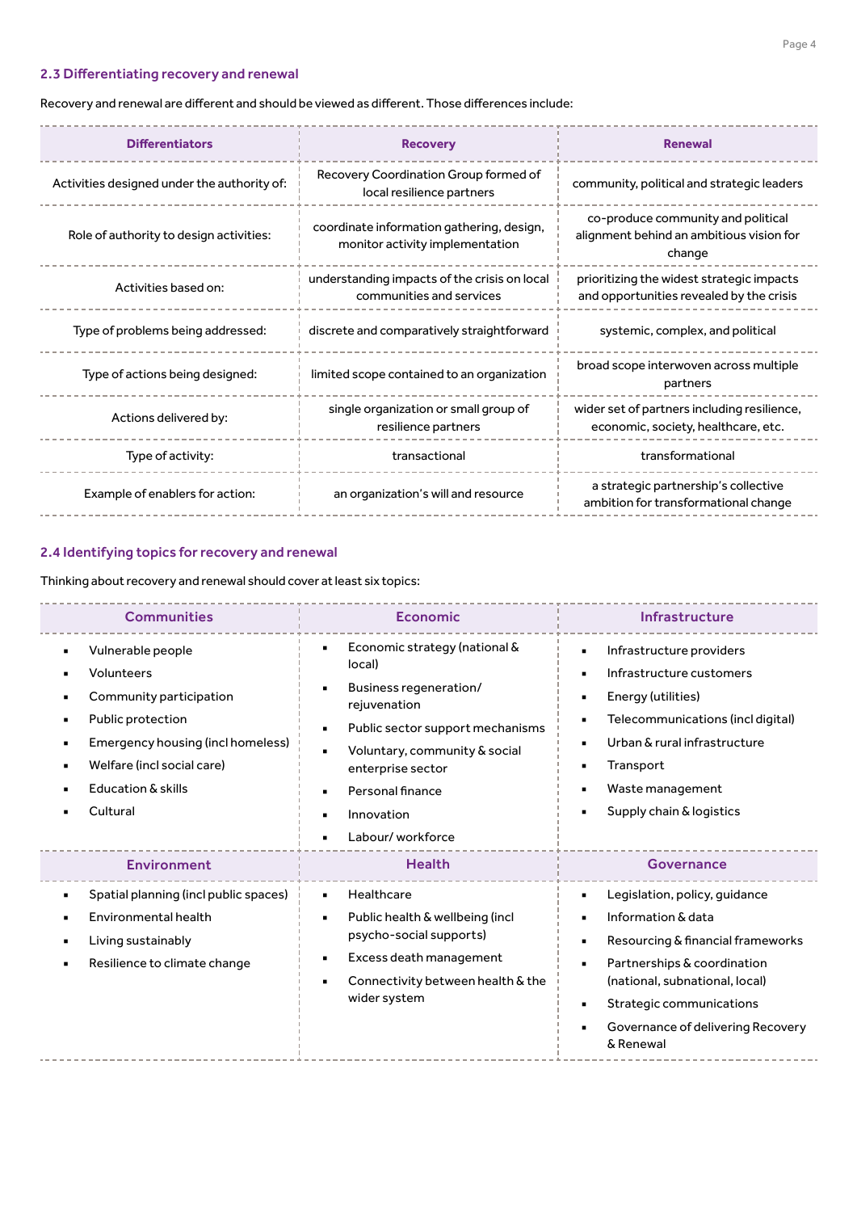### 2.3 Differentiating recovery and renewal

Recovery and renewal are different and should be viewed as different. Those differences include:

| Differentiators | Recovery | Renewal |
| --- | --- | --- |
| Activities designed under the authority of: | Recovery Coordination Group formed of local resilience partners | community, political and strategic leaders |
| Role of authority to design activities: | coordinate information gathering, design, monitor activity implementation | co-produce community and political alignment behind an ambitious vision for change |
| Activities based on: | understanding impacts of the crisis on local communities and services | prioritizing the widest strategic impacts and opportunities revealed by the crisis |
| Type of problems being addressed: | discrete and comparatively straightforward | systemic, complex, and political |
| Type of actions being designed: | limited scope contained to an organization | broad scope interwoven across multiple partners |
| Actions delivered by: | single organization or small group of resilience partners | wider set of partners including resilience, economic, society, healthcare, etc. |
| Type of activity: | transactional | transformational |
| Example of enablers for action: | an organization's will and resource | a strategic partnership's collective ambition for transformational change |

### 2.4 Identifying topics for recovery and renewal

Thinking about recovery and renewal should cover at least six topics:

| Communities | Economic | Infrastructure |
| --- | --- | --- |
| ▪ Vulnerable people<br>▪ Volunteers<br>▪ Community participation<br>▪ Public protection<br>▪ Emergency housing (incl homeless)<br>▪ Welfare (incl social care)<br>▪ Education & skills<br>▪ Cultural | ▪ Economic strategy (national & local)<br>▪ Business regeneration/ rejuvenation<br>▪ Public sector support mechanisms<br>▪ Voluntary, community & social enterprise sector<br>▪ Personal finance<br>▪ Innovation<br>▪ Labour/ workforce | ▪ Infrastructure providers<br>▪ Infrastructure customers<br>▪ Energy (utilities)<br>▪ Telecommunications (incl digital)<br>▪ Urban & rural infrastructure<br>▪ Transport<br>▪ Waste management<br>▪ Supply chain & logistics |
| **Environment** | **Health** | **Governance** |
| ▪ Spatial planning (incl public spaces)<br>▪ Environmental health<br>▪ Living sustainably<br>▪ Resilience to climate change | ▪ Healthcare<br>▪ Public health & wellbeing (incl psycho-social supports)<br>▪ Excess death management<br>▪ Connectivity between health & the wider system | ▪ Legislation, policy, guidance<br>▪ Information & data<br>▪ Resourcing & financial frameworks<br>▪ Partnerships & coordination (national, subnational, local)<br>▪ Strategic communications<br>▪ Governance of delivering Recovery & Renewal |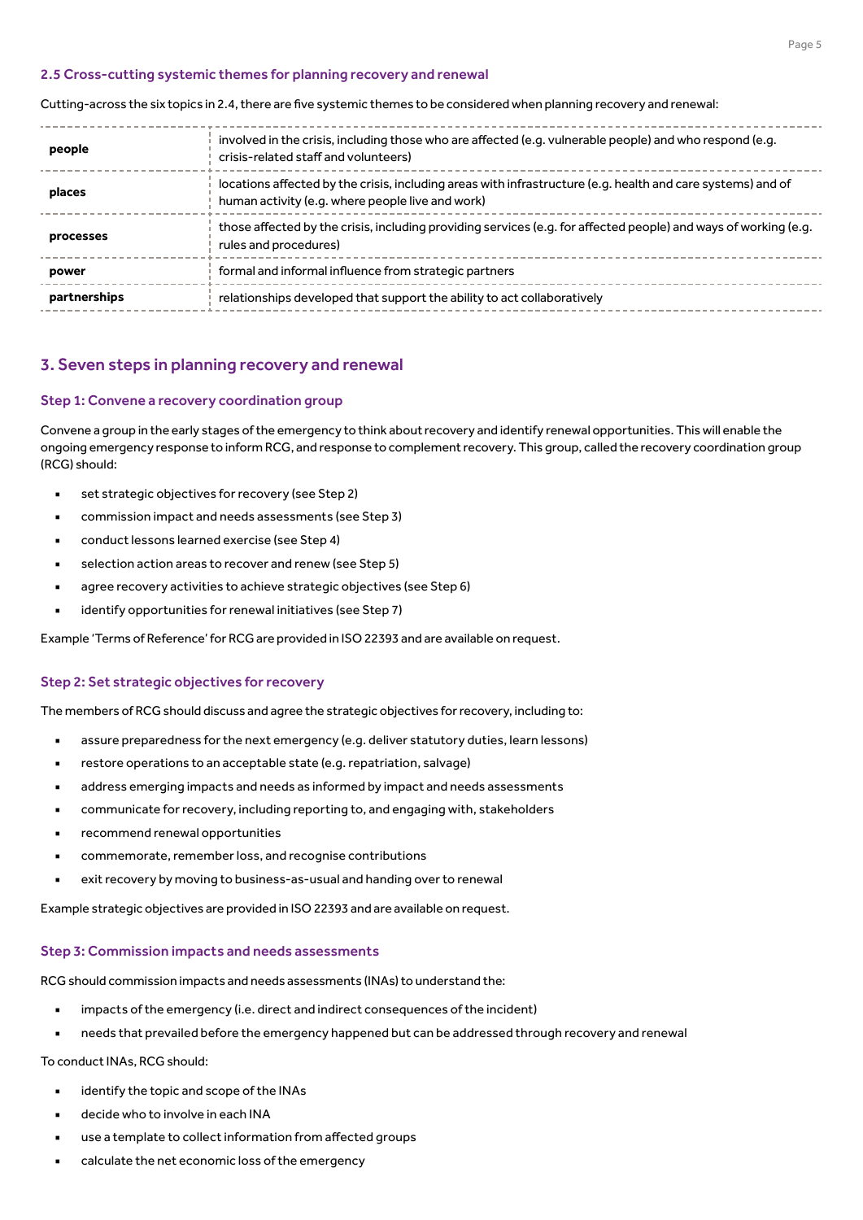### 2.5 Cross-cutting systemic themes for planning recovery and renewal

Cutting-across the six topics in 2.4, there are five systemic themes to be considered when planning recovery and renewal:

| | |
|---|---|
| **people** | involved in the crisis, including those who are affected (e.g. vulnerable people) and who respond (e.g. crisis-related staff and volunteers) |
| **places** | locations affected by the crisis, including areas with infrastructure (e.g. health and care systems) and of human activity (e.g. where people live and work) |
| **processes** | those affected by the crisis, including providing services (e.g. for affected people) and ways of working (e.g. rules and procedures) |
| **power** | formal and informal influence from strategic partners |
| **partnerships** | relationships developed that support the ability to act collaboratively |

## 3. Seven steps in planning recovery and renewal

### Step 1: Convene a recovery coordination group

Convene a group in the early stages of the emergency to think about recovery and identify renewal opportunities. This will enable the ongoing emergency response to inform RCG, and response to complement recovery. This group, called the recovery coordination group (RCG) should:

- set strategic objectives for recovery (see Step 2)
- commission impact and needs assessments (see Step 3)
- conduct lessons learned exercise (see Step 4)
- selection action areas to recover and renew (see Step 5)
- agree recovery activities to achieve strategic objectives (see Step 6)
- identify opportunities for renewal initiatives (see Step 7)

Example 'Terms of Reference' for RCG are provided in ISO 22393 and are available on request.

### Step 2: Set strategic objectives for recovery

The members of RCG should discuss and agree the strategic objectives for recovery, including to:

- assure preparedness for the next emergency (e.g. deliver statutory duties, learn lessons)
- restore operations to an acceptable state (e.g. repatriation, salvage)
- address emerging impacts and needs as informed by impact and needs assessments
- communicate for recovery, including reporting to, and engaging with, stakeholders
- recommend renewal opportunities
- commemorate, remember loss, and recognise contributions
- exit recovery by moving to business-as-usual and handing over to renewal

Example strategic objectives are provided in ISO 22393 and are available on request.

### Step 3: Commission impacts and needs assessments

RCG should commission impacts and needs assessments (INAs) to understand the:

- impacts of the emergency (i.e. direct and indirect consequences of the incident)
- needs that prevailed before the emergency happened but can be addressed through recovery and renewal

To conduct INAs, RCG should:

- identify the topic and scope of the INAs
- decide who to involve in each INA
- use a template to collect information from affected groups
- calculate the net economic loss of the emergency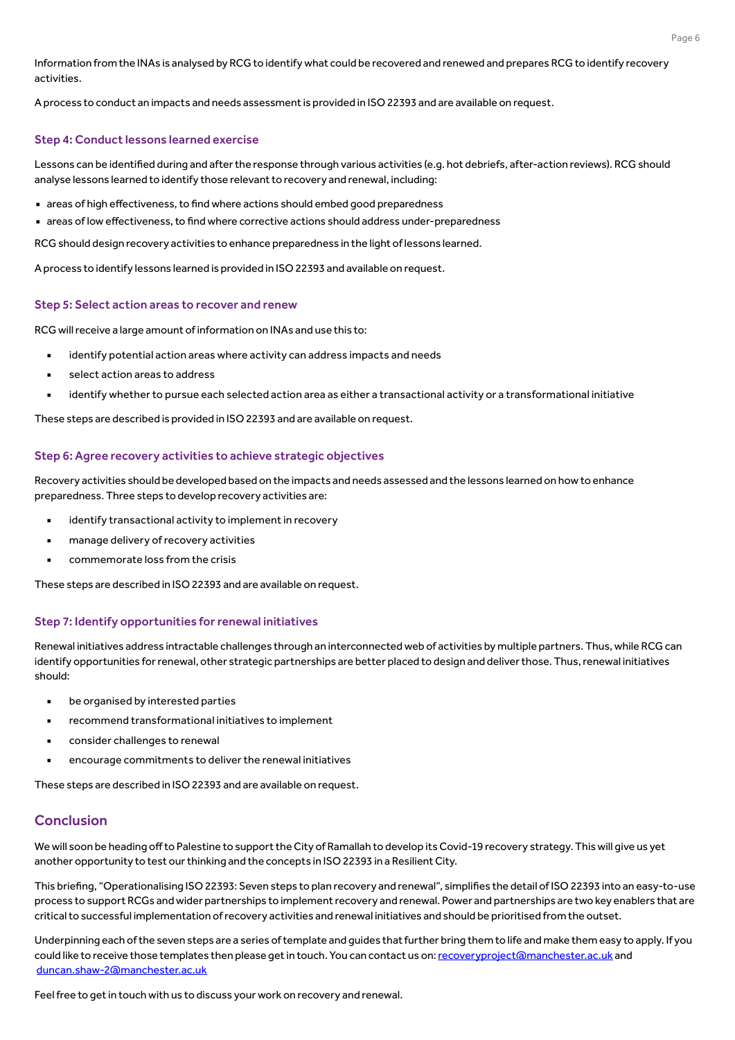Information from the INAs is analysed by RCG to identify what could be recovered and renewed and prepares RCG to identify recovery activities.

A process to conduct an impacts and needs assessment is provided in ISO 22393 and are available on request.

### Step 4: Conduct lessons learned exercise

Lessons can be identified during and after the response through various activities (e.g. hot debriefs, after-action reviews). RCG should analyse lessons learned to identify those relevant to recovery and renewal, including:

- areas of high effectiveness, to find where actions should embed good preparedness
- areas of low effectiveness, to find where corrective actions should address under-preparedness

RCG should design recovery activities to enhance preparedness in the light of lessons learned.

A process to identify lessons learned is provided in ISO 22393 and available on request.

### Step 5: Select action areas to recover and renew

RCG will receive a large amount of information on INAs and use this to:

- identify potential action areas where activity can address impacts and needs
- select action areas to address
- identify whether to pursue each selected action area as either a transactional activity or a transformational initiative

These steps are described is provided in ISO 22393 and are available on request.

### Step 6: Agree recovery activities to achieve strategic objectives

Recovery activities should be developed based on the impacts and needs assessed and the lessons learned on how to enhance preparedness. Three steps to develop recovery activities are:

- identify transactional activity to implement in recovery
- manage delivery of recovery activities
- commemorate loss from the crisis

These steps are described in ISO 22393 and are available on request.

### Step 7: Identify opportunities for renewal initiatives

Renewal initiatives address intractable challenges through an interconnected web of activities by multiple partners. Thus, while RCG can identify opportunities for renewal, other strategic partnerships are better placed to design and deliver those. Thus, renewal initiatives should:

- be organised by interested parties
- recommend transformational initiatives to implement
- consider challenges to renewal
- encourage commitments to deliver the renewal initiatives

These steps are described in ISO 22393 and are available on request.

## Conclusion

We will soon be heading off to Palestine to support the City of Ramallah to develop its Covid-19 recovery strategy. This will give us yet another opportunity to test our thinking and the concepts in ISO 22393 in a Resilient City.

This briefing, "Operationalising ISO 22393: Seven steps to plan recovery and renewal", simplifies the detail of ISO 22393 into an easy-to-use process to support RCGs and wider partnerships to implement recovery and renewal. Power and partnerships are two key enablers that are critical to successful implementation of recovery activities and renewal initiatives and should be prioritised from the outset.

Underpinning each of the seven steps are a series of template and guides that further bring them to life and make them easy to apply. If you could like to receive those templates then please get in touch. You can contact us on: recoveryproject@manchester.ac.uk and duncan.shaw-2@manchester.ac.uk

Feel free to get in touch with us to discuss your work on recovery and renewal.